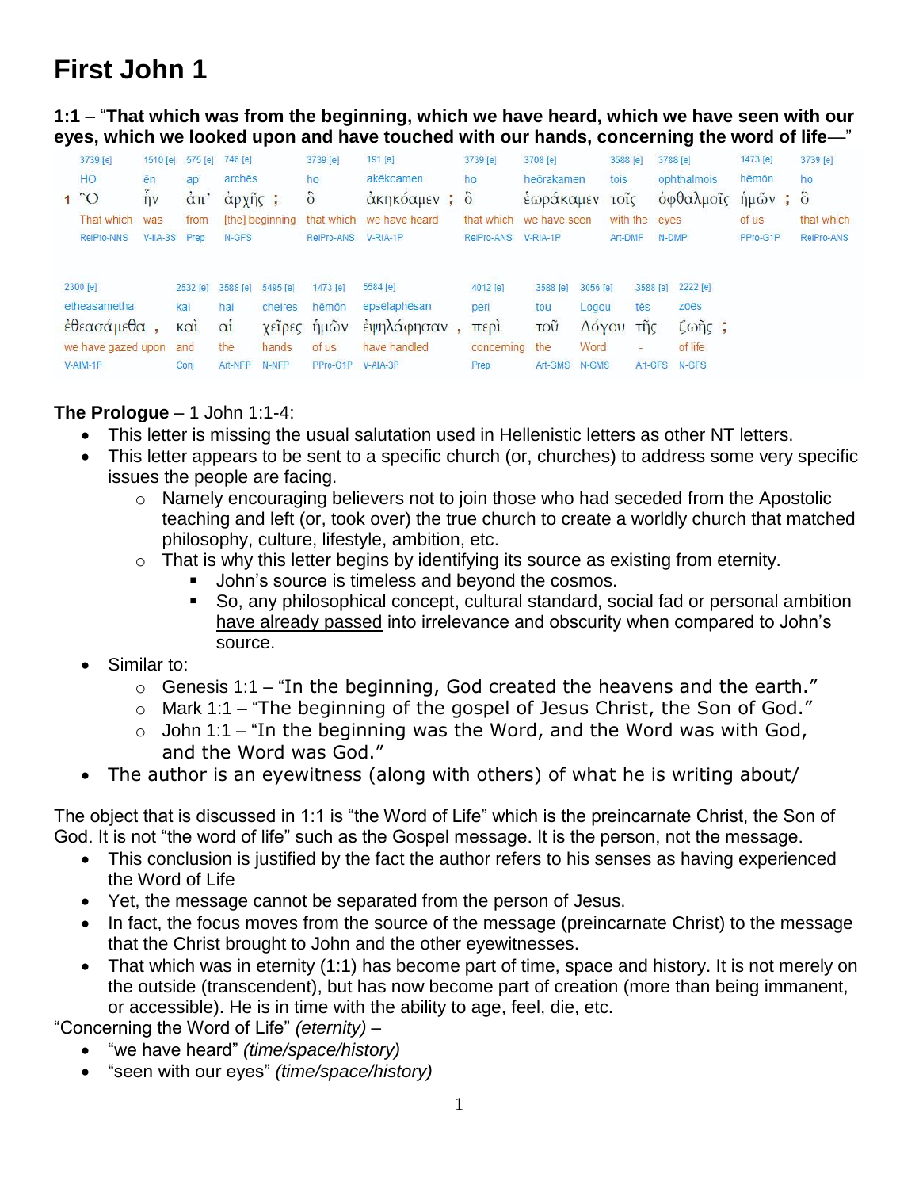# First John 1

**1:1** – "**That which was from the beginning, which we have heard, which we have seen with our eyes, which we looked upon and have touched with our hands, concerning the word of life—**"

| 3739 [e] | 1510 [e] | 575 [e] | 746 [e] | 3739 [e] | 191 [e] | 3739 [e] | 3708 [e] | 3588 [e] | 3788 [e] | 1473 [e] | 3739 [e] |
|---|---|---|---|---|---|---|---|---|---|---|---|
| HO | ēn | ap' | archēs | ho | akēkoamen | ho | heōrakamen | tois | ophthalmois | hēmōn | ho |
| 1 Ὃ | ἦν | ἀπ' | ἀρχῆς ; | ὃ | ἀκηκόαμεν ; | ὃ | ἑωράκαμεν | τοῖς | ὀφθαλμοῖς | ἡμῶν ; | ὃ |
| That which | was | from | [the] beginning | that which | we have heard | that which | we have seen | with the | eyes | of us | that which |
| RelPro-NNS | V-IIA-3S | Prep | N-GFS | RelPro-ANS | V-RIA-1P | RelPro-ANS | V-RIA-1P | Art-DMP | N-DMP | PPro-G1P | RelPro-ANS |

| 2300 [e] | 2532 [e] | 3588 [e] | 5495 [e] | 1473 [e] | 5584 [e] | 4012 [e] | 3588 [e] | 3056 [e] | 3588 [e] | 2222 [e] |
|---|---|---|---|---|---|---|---|---|---|---|
| etheasametha | kai | hai | cheires | hēmōn | epsēlaphēsan | peri | tou | Logou | tēs | zōēs |
| ἐθεασάμεθα , | καὶ | αἱ | χεῖρες | ἡμῶν | ἐψηλάφησαν , | περὶ | τοῦ | Λόγου | τῆς | ζωῆς ; |
| we have gazed upon | and | the | hands | of us | have handled | concerning | the | Word | - | of life |
| V-AIM-1P | Conj | Art-NFP | N-NFP | PPro-G1P | V-AIA-3P | Prep | Art-GMS | N-GMS | Art-GFS | N-GFS |

**The Prologue** – 1 John 1:1-4:

- This letter is missing the usual salutation used in Hellenistic letters as other NT letters.
- This letter appears to be sent to a specific church (or, churches) to address some very specific issues the people are facing.
  - Namely encouraging believers not to join those who had seceded from the Apostolic teaching and left (or, took over) the true church to create a worldly church that matched philosophy, culture, lifestyle, ambition, etc.
  - That is why this letter begins by identifying its source as existing from eternity.
    - John's source is timeless and beyond the cosmos.
    - So, any philosophical concept, cultural standard, social fad or personal ambition have already passed into irrelevance and obscurity when compared to John's source.
- Similar to:
  - Genesis 1:1 – "In the beginning, God created the heavens and the earth."
  - Mark 1:1 – "The beginning of the gospel of Jesus Christ, the Son of God."
  - John 1:1 – "In the beginning was the Word, and the Word was with God, and the Word was God."
- The author is an eyewitness (along with others) of what he is writing about/

The object that is discussed in 1:1 is "the Word of Life" which is the preincarnate Christ, the Son of God. It is not "the word of life" such as the Gospel message. It is the person, not the message.

- This conclusion is justified by the fact the author refers to his senses as having experienced the Word of Life
- Yet, the message cannot be separated from the person of Jesus.
- In fact, the focus moves from the source of the message (preincarnate Christ) to the message that the Christ brought to John and the other eyewitnesses.
- That which was in eternity (1:1) has become part of time, space and history. It is not merely on the outside (transcendent), but has now become part of creation (more than being immanent, or accessible). He is in time with the ability to age, feel, die, etc.

"Concerning the Word of Life" *(eternity)* –

- "we have heard" *(time/space/history)*
- "seen with our eyes" *(time/space/history)*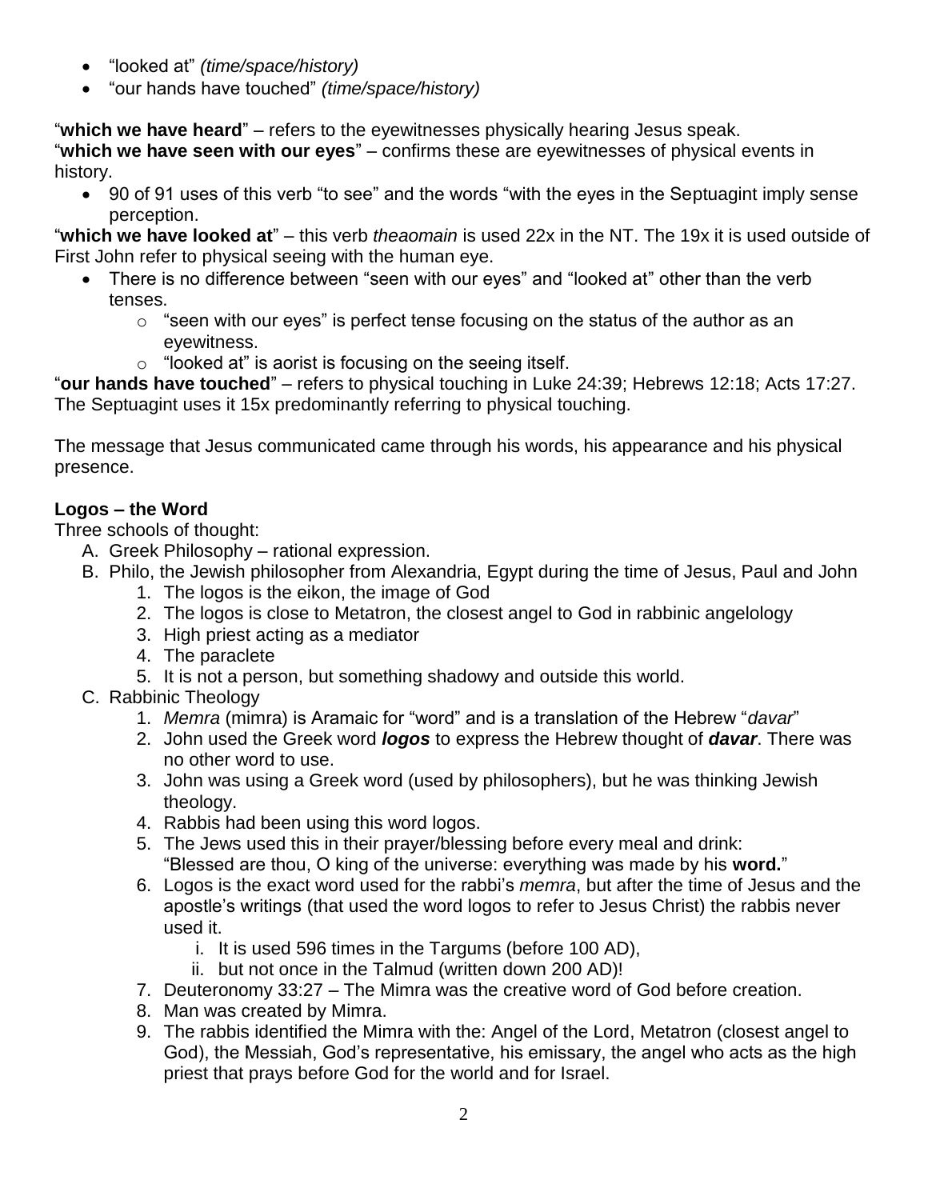- "looked at" *(time/space/history)*
- "our hands have touched" *(time/space/history)*

"**which we have heard**" – refers to the eyewitnesses physically hearing Jesus speak.
"**which we have seen with our eyes**" – confirms these are eyewitnesses of physical events in history.

- 90 of 91 uses of this verb "to see" and the words "with the eyes in the Septuagint imply sense perception.

"**which we have looked at**" – this verb *theaomain* is used 22x in the NT. The 19x it is used outside of First John refer to physical seeing with the human eye.

- There is no difference between "seen with our eyes" and "looked at" other than the verb tenses.
  - "seen with our eyes" is perfect tense focusing on the status of the author as an eyewitness.
  - "looked at" is aorist is focusing on the seeing itself.

"**our hands have touched**" – refers to physical touching in Luke 24:39; Hebrews 12:18; Acts 17:27. The Septuagint uses it 15x predominantly referring to physical touching.

The message that Jesus communicated came through his words, his appearance and his physical presence.

**Logos – the Word**

Three schools of thought:

A. Greek Philosophy – rational expression.
B. Philo, the Jewish philosopher from Alexandria, Egypt during the time of Jesus, Paul and John
   1. The logos is the eikon, the image of God
   2. The logos is close to Metatron, the closest angel to God in rabbinic angelology
   3. High priest acting as a mediator
   4. The paraclete
   5. It is not a person, but something shadowy and outside this world.
C. Rabbinic Theology
   1. *Memra* (mimra) is Aramaic for "word" and is a translation of the Hebrew "*davar*"
   2. John used the Greek word ***logos*** to express the Hebrew thought of ***davar***. There was no other word to use.
   3. John was using a Greek word (used by philosophers), but he was thinking Jewish theology.
   4. Rabbis had been using this word logos.
   5. The Jews used this in their prayer/blessing before every meal and drink: "Blessed are thou, O king of the universe: everything was made by his **word.**"
   6. Logos is the exact word used for the rabbi's *memra*, but after the time of Jesus and the apostle's writings (that used the word logos to refer to Jesus Christ) the rabbis never used it.
      i. It is used 596 times in the Targums (before 100 AD),
      ii. but not once in the Talmud (written down 200 AD)!
   7. Deuteronomy 33:27 – The Mimra was the creative word of God before creation.
   8. Man was created by Mimra.
   9. The rabbis identified the Mimra with the: Angel of the Lord, Metatron (closest angel to God), the Messiah, God's representative, his emissary, the angel who acts as the high priest that prays before God for the world and for Israel.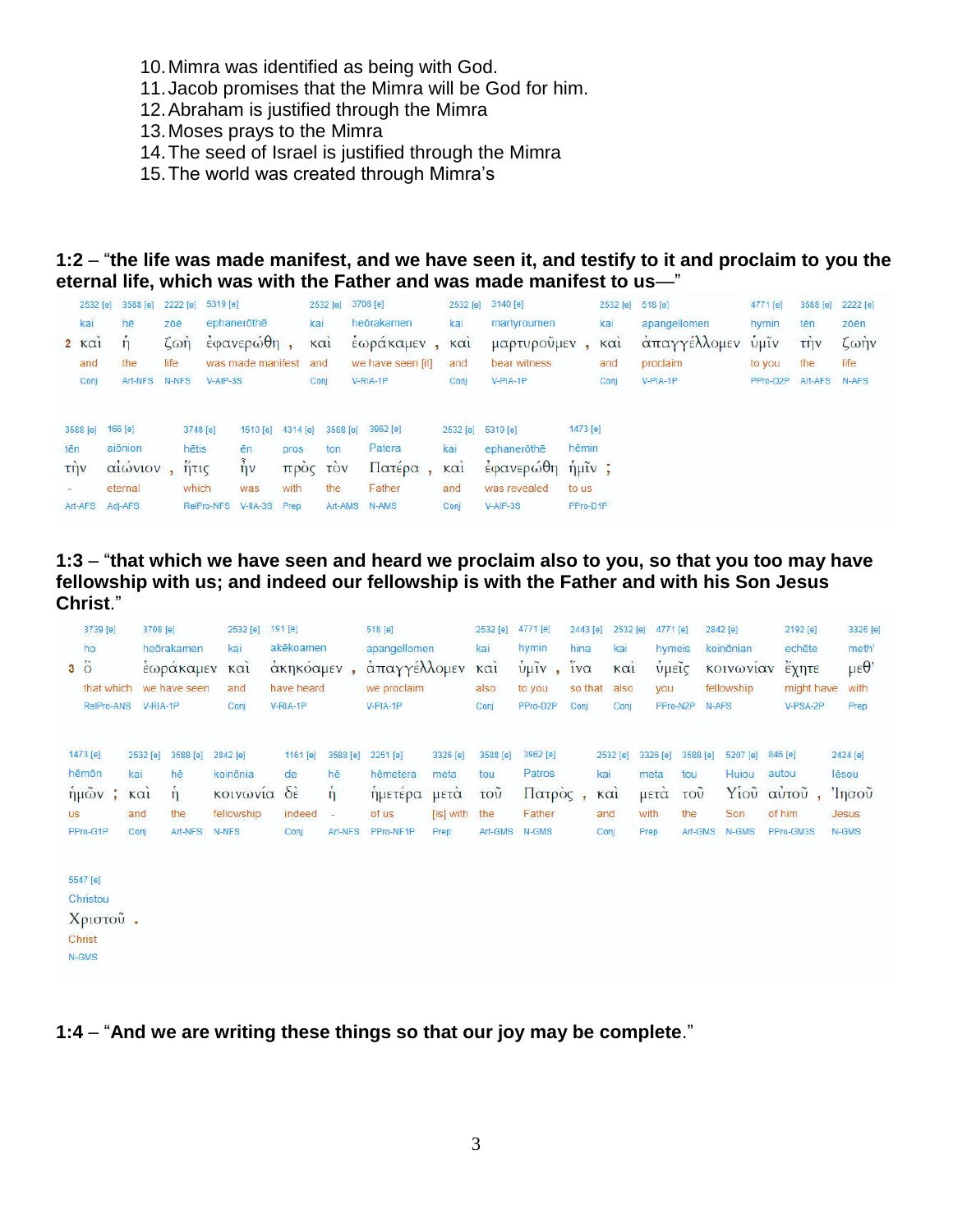10. Mimra was identified as being with God.
11. Jacob promises that the Mimra will be God for him.
12. Abraham is justified through the Mimra
13. Moses prays to the Mimra
14. The seed of Israel is justified through the Mimra
15. The world was created through Mimra's

**1:2** – "**the life was made manifest, and we have seen it, and testify to it and proclaim to you the eternal life, which was with the Father and was made manifest to us**—"

| | 2532 [e] | 3588 [e] | 2222 [e] | 5319 [e] | 2532 [e] | 3708 [e] | 2532 [e] | 3140 [e] | 2532 [e] | 518 [e] | 4771 [e] | 3588 [e] | 2222 [e] |
|---|---|---|---|---|---|---|---|---|---|---|---|---|---|
| | kai | hē | zōē | ephanerōthē | kai | heōrakamen | kai | martyroumen | kai | apangellomen | hymin | tēn | zōēn |
| 2 | καὶ | ἡ | ζωὴ | ἐφανερώθη , | καὶ | ἑωράκαμεν , | καὶ | μαρτυροῦμεν , | καὶ | ἀπαγγέλλομεν | ὑμῖν | τὴν | ζωὴν |
| | and | the | life | was made manifest | and | we have seen [it] | and | bear witness | and | proclaim | to you | the | life |
| | Conj | Art-NFS | N-NFS | V-AIP-3S | Conj | V-RIA-1P | Conj | V-PIA-1P | Conj | V-PIA-1P | PPro-D2P | Art-AFS | N-AFS |

| 3588 [e] | 166 [e] | 3748 [e] | 1510 [e] | 4314 [e] | 3588 [e] | 3962 [e] | 2532 [e] | 5319 [e] | 1473 [e] |
|---|---|---|---|---|---|---|---|---|---|
| tēn | aiōnion | hētis | ēn | pros | ton | Patera | kai | ephanerōthē | hēmin |
| τὴν | αἰώνιον , | ἥτις | ἦν | πρὸς | τὸν | Πατέρα , | καὶ | ἐφανερώθη | ἡμῖν ; |
| - | eternal | which | was | with | the | Father | and | was revealed | to us |
| Art-AFS | Adj-AFS | RelPro-NFS | V-IIA-3S | Prep | Art-AMS | N-AMS | Conj | V-AIP-3S | PPro-D1P |

**1:3** – "**that which we have seen and heard we proclaim also to you, so that you too may have fellowship with us; and indeed our fellowship is with the Father and with his Son Jesus Christ**."

| | 3739 [e] | 3708 [e] | 2532 [e] | 191 [e] | 518 [e] | 2532 [e] | 4771 [e] | 2443 [e] | 2532 [e] | 4771 [e] | 2842 [e] | 2192 [e] | 3326 [e] |
|---|---|---|---|---|---|---|---|---|---|---|---|---|---|
| | ho | heōrakamen | kai | akēkoamen | apangellomen | kai | hymin | hina | kai | hymeis | koinōnian | echēte | meth' |
| 3 | ὃ | ἑωράκαμεν | καὶ | ἀκηκόαμεν , | ἀπαγγέλλομεν | καὶ | ὑμῖν , | ἵνα | καὶ | ὑμεῖς | κοινωνίαν | ἔχητε | μεθ' |
| | that which | we have seen | and | have heard | we proclaim | also | to you | so that | also | you | fellowship | might have | with |
| | RelPro-ANS | V-RIA-1P | Conj | V-RIA-1P | V-PIA-1P | Conj | PPro-D2P | Conj | Conj | PPro-N2P | N-AFS | V-PSA-2P | Prep |

| 1473 [e] | 2532 [e] | 3588 [e] | 2842 [e] | 1161 [e] | 3588 [e] | 2251 [e] | 3326 [e] | 3588 [e] | 3962 [e] | 2532 [e] | 3326 [e] | 3588 [e] | 5207 [e] | 846 [e] | 2424 [e] |
|---|---|---|---|---|---|---|---|---|---|---|---|---|---|---|---|
| hēmōn | kai | hē | koinōnia | de | hē | hēmetera | meta | tou | Patros | kai | meta | tou | Huiou | autou | Iēsou |
| ἡμῶν ; | καὶ | ἡ | κοινωνία | δὲ | ἡ | ἡμετέρα | μετὰ | τοῦ | Πατρὸς , | καὶ | μετὰ | τοῦ | Υἱοῦ | αὐτοῦ , | Ἰησοῦ |
| us | and | the | fellowship | indeed | - | of us | [is] with | the | Father | and | with | the | Son | of him | Jesus |
| PPro-G1P | Conj | Art-NFS | N-NFS | Conj | Art-NFS | PPro-NF1P | Prep | Art-GMS | N-GMS | Conj | Prep | Art-GMS | N-GMS | PPro-GM3S | N-GMS |

| 5547 [e] |
|---|
| Christou |
| Χριστοῦ . |
| Christ |
| N-GMS |

**1:4** – "**And we are writing these things so that our joy may be complete**."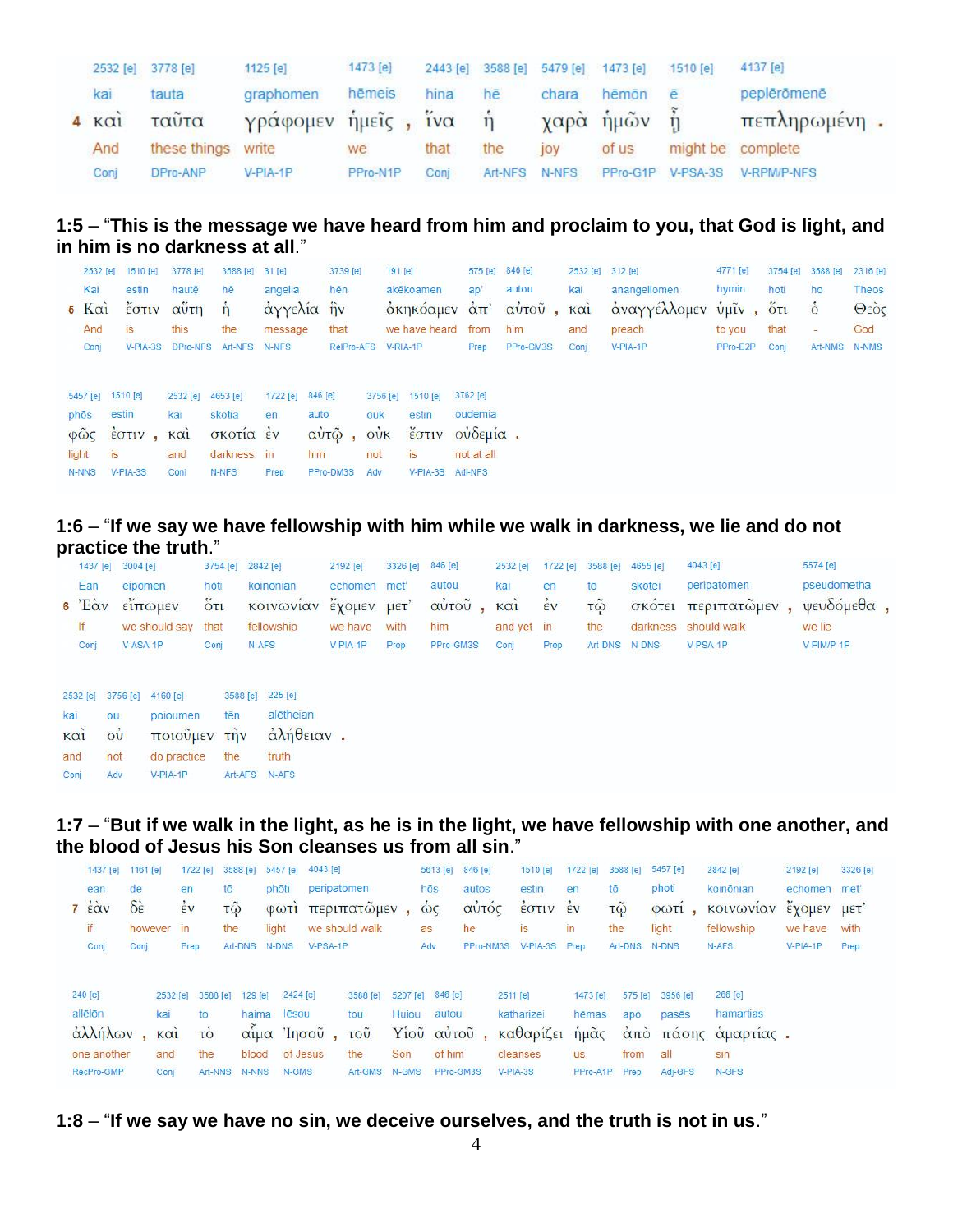| | 2532 [e] | 3778 [e] | 1125 [e] | 1473 [e] | | 2443 [e] | 3588 [e] | 5479 [e] | 1473 [e] | 1510 [e] | 4137 [e] | |
|---|---|---|---|---|---|---|---|---|---|---|---|---|
| | kai | tauta | graphomen | hēmeis | | hina | hē | chara | hēmōn | ē | peplērōmenē | |
| 4 | καὶ | ταῦτα | γράφομεν | ἡμεῖς | , | ἵνα | ἡ | χαρὰ | ἡμῶν | ᾖ | πεπληρωμένη | . |
| | And | these things | write | we | | that | the | joy | of us | might be | complete | |
| | Conj | DPro-ANP | V-PIA-1P | PPro-N1P | | Conj | Art-NFS | N-NFS | PPro-G1P | V-PSA-3S | V-RPM/P-NFS | |

**1:5** – “**This is the message we have heard from him and proclaim to you, that God is light, and in him is no darkness at all**.”

| | 2532 [e] | 1510 [e] | 3778 [e] | 3588 [e] | 31 [e] | 3739 [e] | 191 [e] | 575 [e] | 846 [e] | | 2532 [e] | 312 [e] | 4771 [e] | | 3754 [e] | 3588 [e] | 2316 [e] |
|---|---|---|---|---|---|---|---|---|---|---|---|---|---|---|---|---|---|
| | Kai | estin | hautē | hē | angelia | hēn | akēkoamen | ap' | autou | | kai | anangellomen | hymin | | hoti | ho | Theos |
| 5 | Καὶ | ἔστιν | αὕτη | ἡ | ἀγγελία | ἣν | ἀκηκόαμεν | ἀπ' | αὐτοῦ | , | καὶ | ἀναγγέλλομεν | ὑμῖν | , | ὅτι | ὁ | Θεὸς |
| | And | is | this | the | message | that | we have heard | from | him | | and | preach | to you | | that | - | God |
| | Conj | V-PIA-3S | DPro-NFS | Art-NFS | N-NFS | RelPro-AFS | V-RIA-1P | Prep | PPro-GM3S | | Conj | V-PIA-1P | PPro-D2P | | Conj | Art-NMS | N-NMS |

| 5457 [e] | 1510 [e] | | 2532 [e] | 4653 [e] | 1722 [e] | 846 [e] | | 3756 [e] | 1510 [e] | 3762 [e] | |
|---|---|---|---|---|---|---|---|---|---|---|---|
| phōs | estin | | kai | skotia | en | autō | | ouk | estin | oudemia | |
| φῶς | ἐστιν | , | καὶ | σκοτία | ἐν | αὐτῷ | , | οὐκ | ἔστιν | οὐδεμία | . |
| light | is | | and | darkness | in | him | | not | is | not at all | |
| N-NNS | V-PIA-3S | | Conj | N-NFS | Prep | PPro-DM3S | | Adv | V-PIA-3S | Adj-NFS | |

**1:6** – “**If we say we have fellowship with him while we walk in darkness, we lie and do not practice the truth**.”

| | 1437 [e] | 3004 [e] | 3754 [e] | 2842 [e] | 2192 [e] | 3326 [e] | 846 [e] | | 2532 [e] | 1722 [e] | 3588 [e] | 4655 [e] | 4043 [e] | | 5574 [e] | |
|---|---|---|---|---|---|---|---|---|---|---|---|---|---|---|---|---|
| | Ean | eipōmen | hoti | koinōnian | echomen | met' | autou | | kai | en | tō | skotei | peripatōmen | | pseudometha | |
| 6 | Ἐὰν | εἴπωμεν | ὅτι | κοινωνίαν | ἔχομεν | μετ' | αὐτοῦ | , | καὶ | ἐν | τῷ | σκότει | περιπατῶμεν | , | ψευδόμεθα | , |
| | If | we should say | that | fellowship | we have | with | him | | and yet | in | the | darkness | should walk | | we lie | |
| | Conj | V-ASA-1P | Conj | N-AFS | V-PIA-1P | Prep | PPro-GM3S | | Conj | Prep | Art-DNS | N-DNS | V-PSA-1P | | V-PIM/P-1P | |

| 2532 [e] | 3756 [e] | 4160 [e] | 3588 [e] | 225 [e] | |
|---|---|---|---|---|---|
| kai | ou | poioumen | tēn | alētheian | |
| καὶ | οὐ | ποιοῦμεν | τὴν | ἀλήθειαν | . |
| and | not | do practice | the | truth | |
| Conj | Adv | V-PIA-1P | Art-AFS | N-AFS | |

**1:7** – “**But if we walk in the light, as he is in the light, we have fellowship with one another, and the blood of Jesus his Son cleanses us from all sin**.”

| | 1437 [e] | 1161 [e] | 1722 [e] | 3588 [e] | 5457 [e] | 4043 [e] | | 5613 [e] | 846 [e] | 1510 [e] | 1722 [e] | 3588 [e] | 5457 [e] | | 2842 [e] | 2192 [e] | 3326 [e] |
|---|---|---|---|---|---|---|---|---|---|---|---|---|---|---|---|---|---|
| | ean | de | en | tō | phōti | peripatōmen | | hōs | autos | estin | en | tō | phōti | | koinōnian | echomen | met' |
| 7 | ἐὰν | δὲ | ἐν | τῷ | φωτὶ | περιπατῶμεν | , | ὡς | αὐτός | ἐστιν | ἐν | τῷ | φωτί | , | κοινωνίαν | ἔχομεν | μετ' |
| | if | however | in | the | light | we should walk | | as | he | is | in | the | light | | fellowship | we have | with |
| | Conj | Conj | Prep | Art-DNS | N-DNS | V-PSA-1P | | Adv | PPro-NM3S | V-PIA-3S | Prep | Art-DNS | N-DNS | | N-AFS | V-PIA-1P | Prep |

| 240 [e] | | 2532 [e] | 3588 [e] | 129 [e] | 2424 [e] | 3588 [e] | 5207 [e] | 846 [e] | | 2511 [e] | 1473 [e] | 575 [e] | 3956 [e] | 266 [e] | |
|---|---|---|---|---|---|---|---|---|---|---|---|---|---|---|---|
| allēlōn | | kai | to | haima | Iēsou | tou | Huiou | autou | | katharizei | hēmas | apo | pasēs | hamartias | |
| ἀλλήλων | , | καὶ | τὸ | αἷμα | Ἰησοῦ | τοῦ | Υἱοῦ | αὐτοῦ | , | καθαρίζει | ἡμᾶς | ἀπὸ | πάσης | ἁμαρτίας | . |
| one another | | and | the | blood | of Jesus | the | Son | of him | | cleanses | us | from | all | sin | |
| RecPro-GMP | | Conj | Art-NNS | N-NNS | N-GMS | Art-GMS | N-GMS | PPro-GM3S | | V-PIA-3S | PPro-A1P | Prep | Adj-GFS | N-GFS | |

**1:8** – “**If we say we have no sin, we deceive ourselves, and the truth is not in us**.”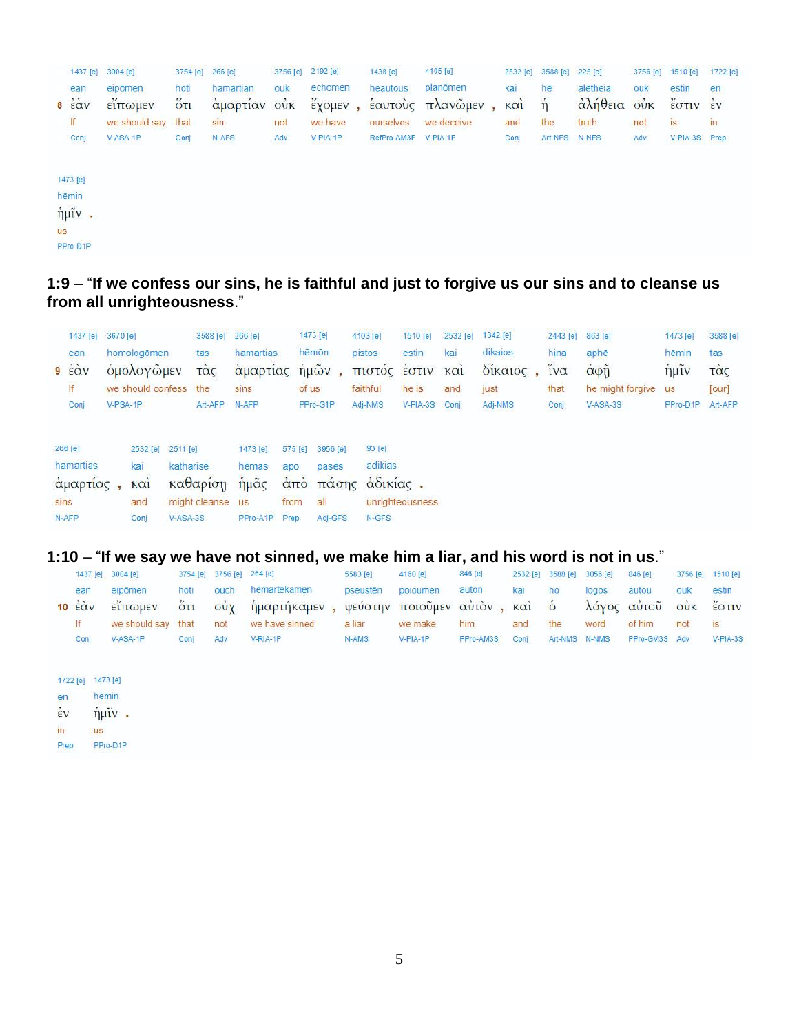| | | | | | | | | | | | | | | | |
|---|---|---|---|---|---|---|---|---|---|---|---|---|---|---|---|
| | 1437 [e] | 3004 [e] | 3754 [e] | 266 [e] | 3756 [e] | 2192 [e] | 1438 [e] | 4105 [e] | 2532 [e] | 3588 [e] | 225 [e] | 3756 [e] | 1510 [e] | 1722 [e] | 1473 [e] |
| | ean | eipōmen | hoti | hamartian | ouk | echomen | heautous | planōmen | kai | hē | alētheia | ouk | estin | en | hēmin |
| 8 | ἐὰν | εἴπωμεν | ὅτι | ἁμαρτίαν | οὐκ | ἔχομεν , | ἑαυτοὺς | πλανῶμεν , | καὶ | ἡ | ἀλήθεια | οὐκ | ἔστιν | ἐν | ἡμῖν . |
| | If | we should say | that | sin | not | we have | ourselves | we deceive | and | the | truth | not | is | in | us |
| | Conj | V-ASA-1P | Conj | N-AFS | Adv | V-PIA-1P | RefPro-AM3P | V-PIA-1P | Conj | Art-NFS | N-NFS | Adv | V-PIA-3S | Prep | PPro-D1P |

**1:9** – "**If we confess our sins, he is faithful and just to forgive us our sins and to cleanse us from all unrighteousness**."

| | | | | | | | | | | | | | | | | | | | | | | | |
|---|---|---|---|---|---|---|---|---|---|---|---|---|---|---|---|---|---|---|---|---|---|---|---|
| | 1437 [e] | 3670 [e] | 3588 [e] | 266 [e] | 1473 [e] | 4103 [e] | 1510 [e] | 2532 [e] | 1342 [e] | 2443 [e] | 863 [e] | 1473 [e] | 3588 [e] | 266 [e] | 2532 [e] | 2511 [e] | 1473 [e] | 575 [e] | 3956 [e] | 93 [e] |
| | ean | homologōmen | tas | hamartias | hēmōn | pistos | estin | kai | dikaios | hina | aphē | hēmin | tas | hamartias | kai | katharisē | hēmas | apo | pasēs | adikias |
| 9 | ἐὰν | ὁμολογῶμεν | τὰς | ἁμαρτίας | ἡμῶν , | πιστός | ἐστιν | καὶ | δίκαιος , | ἵνα | ἀφῇ | ἡμῖν | τὰς | ἁμαρτίας , | καὶ | καθαρίσῃ | ἡμᾶς | ἀπὸ | πάσης | ἀδικίας . |
| | If | we should confess | the | sins | of us | faithful | he is | and | just | that | he might forgive | us | [our] | sins | and | might cleanse | us | from | all | unrighteousness |
| | Conj | V-PSA-1P | Art-AFP | N-AFP | PPro-G1P | Adj-NMS | V-PIA-3S | Conj | Adj-NMS | Conj | V-ASA-3S | PPro-D1P | Art-AFP | N-AFP | Conj | V-ASA-3S | PPro-A1P | Prep | Adj-GFS | N-GFS |

**1:10** – "**If we say we have not sinned, we make him a liar, and his word is not in us**."

| | | | | | | | | | | | | | | | | |
|---|---|---|---|---|---|---|---|---|---|---|---|---|---|---|---|---|
| | 1437 [e] | 3004 [e] | 3754 [e] | 3756 [e] | 264 [e] | 5583 [e] | 4160 [e] | 846 [e] | 2532 [e] | 3588 [e] | 3056 [e] | 846 [e] | 3756 [e] | 1510 [e] | 1722 [e] | 1473 [e] |
| | ean | eipōmen | hoti | ouch | hēmartēkamen | pseustēn | poioumen | auton | kai | ho | logos | autou | ouk | estin | en | hēmin |
| 10 | ἐὰν | εἴπωμεν | ὅτι | οὐχ | ἡμαρτήκαμεν , | ψεύστην | ποιοῦμεν | αὐτὸν , | καὶ | ὁ | λόγος | αὐτοῦ | οὐκ | ἔστιν | ἐν | ἡμῖν . |
| | If | we should say | that | not | we have sinned | a liar | we make | him | and | the | word | of him | not | is | in | us |
| | Conj | V-ASA-1P | Conj | Adv | V-RIA-1P | N-AMS | V-PIA-1P | PPro-AM3S | Conj | Art-NMS | N-NMS | PPro-GM3S | Adv | V-PIA-3S | Prep | PPro-D1P |